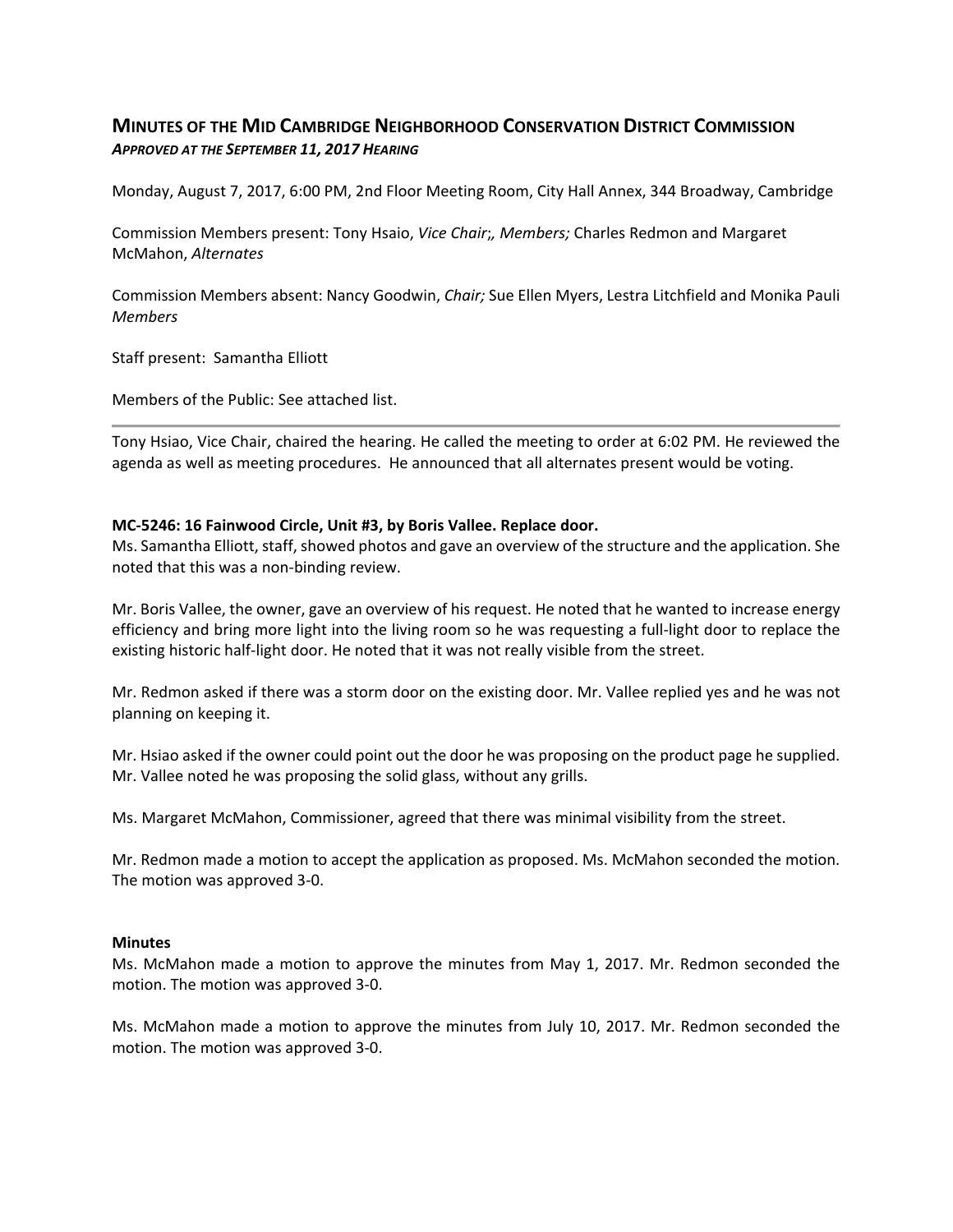# MINUTES OF THE MID CAMBRIDGE NEIGHBORHOOD CONSERVATION DISTRICT COMMISSION

***APPROVED AT THE SEPTEMBER 11, 2017 HEARING***

Monday, August 7, 2017, 6:00 PM, 2nd Floor Meeting Room, City Hall Annex, 344 Broadway, Cambridge

Commission Members present: Tony Hsaio, *Vice Chair;, Members;* Charles Redmon and Margaret McMahon, *Alternates*

Commission Members absent: Nancy Goodwin, *Chair;* Sue Ellen Myers, Lestra Litchfield and Monika Pauli *Members*

Staff present: Samantha Elliott

Members of the Public: See attached list.

---

Tony Hsiao, Vice Chair, chaired the hearing. He called the meeting to order at 6:02 PM. He reviewed the agenda as well as meeting procedures. He announced that all alternates present would be voting.

**MC-5246: 16 Fainwood Circle, Unit #3, by Boris Vallee. Replace door.**

Ms. Samantha Elliott, staff, showed photos and gave an overview of the structure and the application. She noted that this was a non-binding review.

Mr. Boris Vallee, the owner, gave an overview of his request. He noted that he wanted to increase energy efficiency and bring more light into the living room so he was requesting a full-light door to replace the existing historic half-light door. He noted that it was not really visible from the street.

Mr. Redmon asked if there was a storm door on the existing door. Mr. Vallee replied yes and he was not planning on keeping it.

Mr. Hsiao asked if the owner could point out the door he was proposing on the product page he supplied. Mr. Vallee noted he was proposing the solid glass, without any grills.

Ms. Margaret McMahon, Commissioner, agreed that there was minimal visibility from the street.

Mr. Redmon made a motion to accept the application as proposed. Ms. McMahon seconded the motion. The motion was approved 3-0.

**Minutes**

Ms. McMahon made a motion to approve the minutes from May 1, 2017. Mr. Redmon seconded the motion. The motion was approved 3-0.

Ms. McMahon made a motion to approve the minutes from July 10, 2017. Mr. Redmon seconded the motion. The motion was approved 3-0.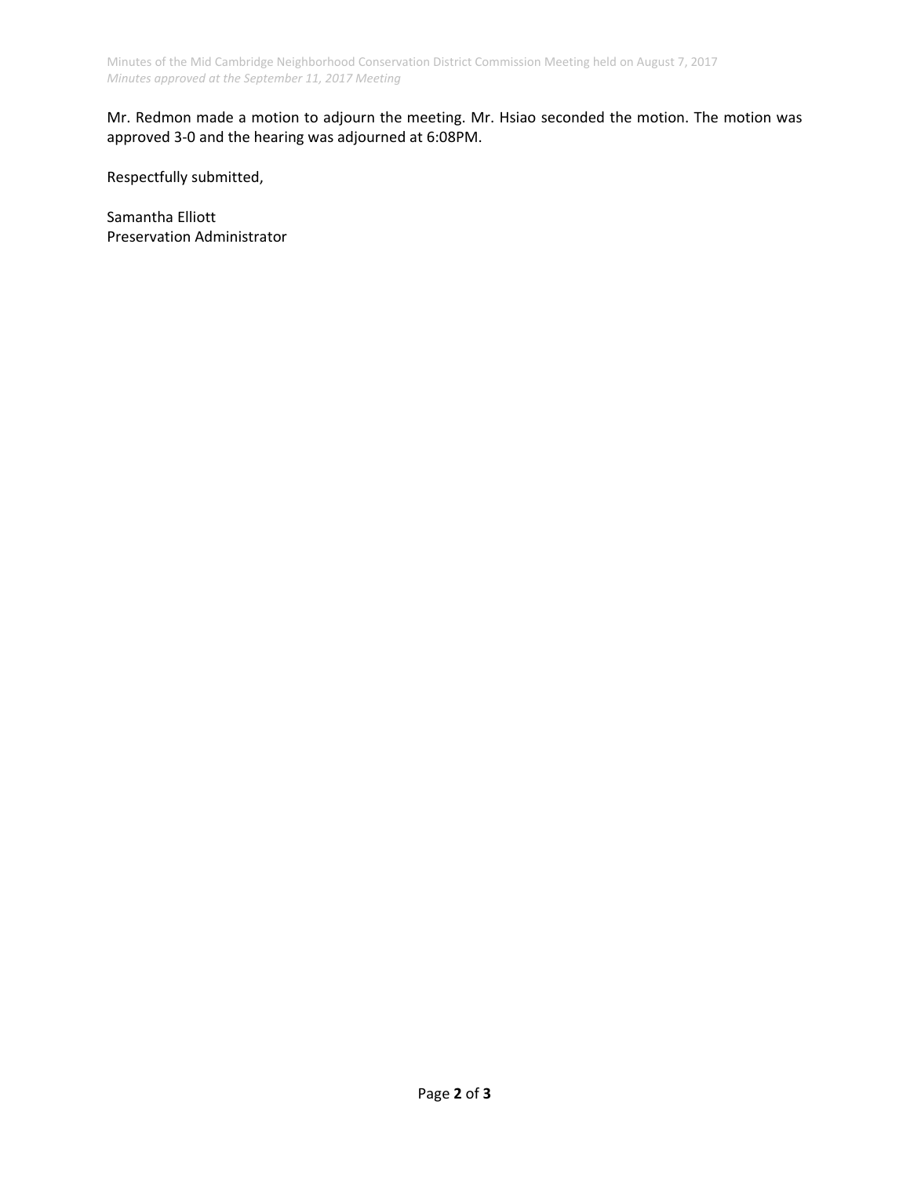Mr. Redmon made a motion to adjourn the meeting. Mr. Hsiao seconded the motion. The motion was approved 3-0 and the hearing was adjourned at 6:08PM.

Respectfully submitted,

Samantha Elliott  
Preservation Administrator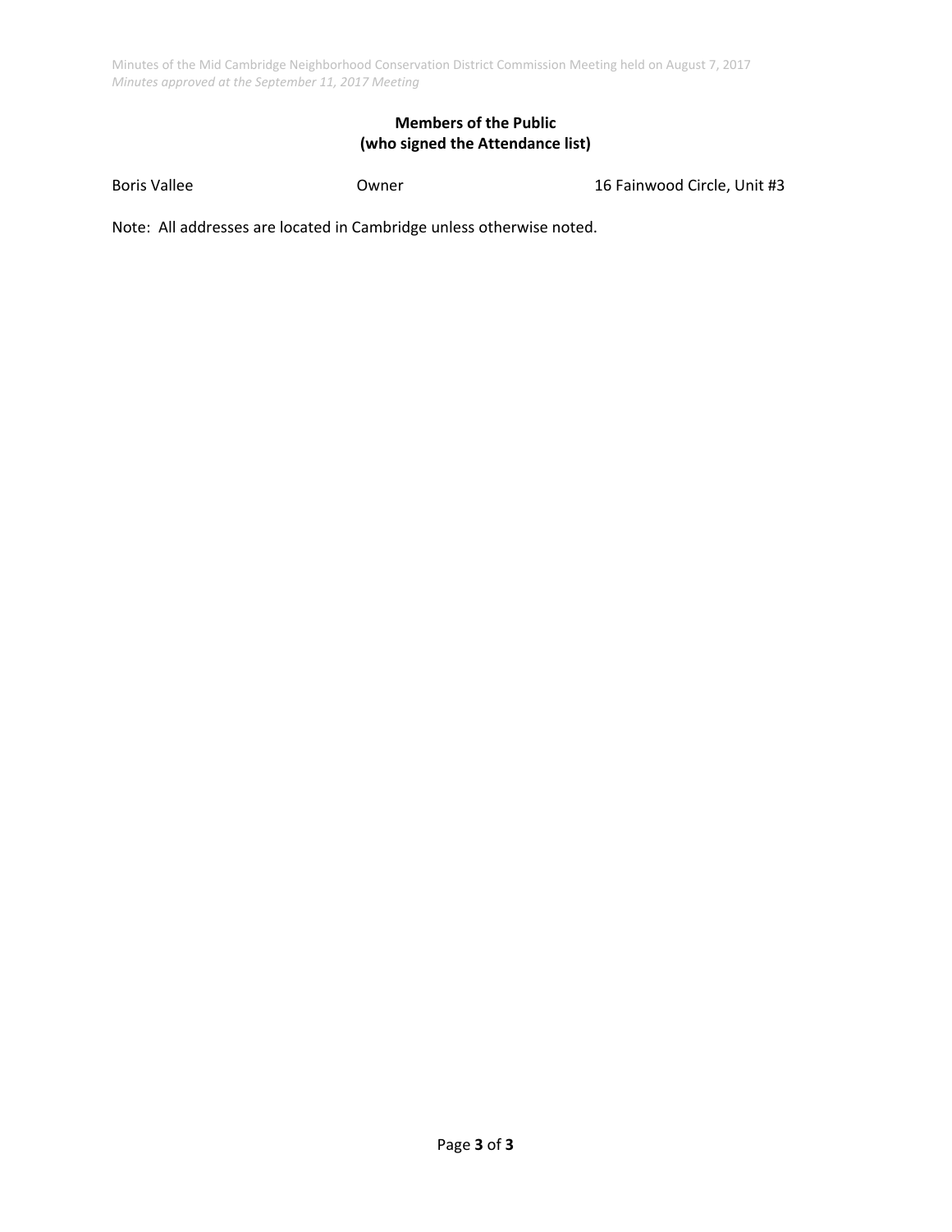**Members of the Public**
**(who signed the Attendance list)**

| | | |
|---|---|---|
| Boris Vallee | Owner | 16 Fainwood Circle, Unit #3 |

Note: All addresses are located in Cambridge unless otherwise noted.